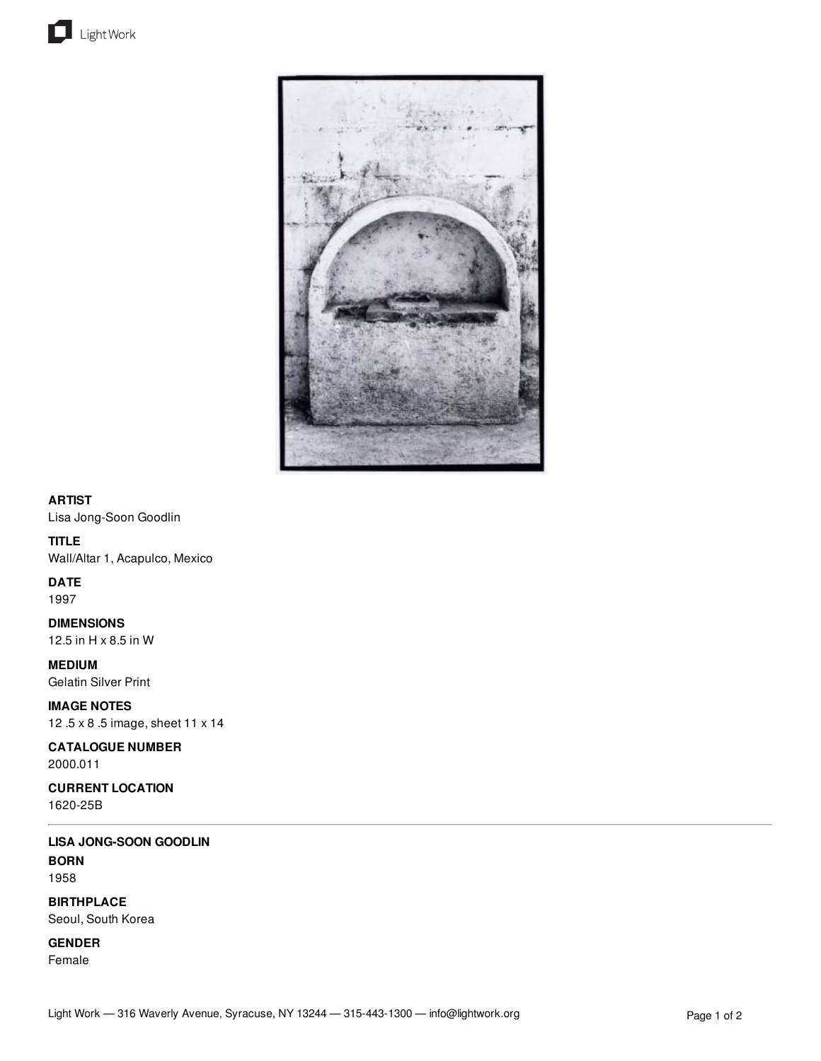**ARTIST**
Lisa Jong-Soon Goodlin

**TITLE**
Wall/Altar 1, Acapulco, Mexico

**DATE**
1997

**DIMENSIONS**
12.5 in H x 8.5 in W

**MEDIUM**
Gelatin Silver Print

**IMAGE NOTES**
12 .5 x 8 .5 image, sheet 11 x 14

**CATALOGUE NUMBER**
2000.011

**CURRENT LOCATION**
1620-25B

---

**LISA JONG-SOON GOODLIN**

**BORN**
1958

**BIRTHPLACE**
Seoul, South Korea

**GENDER**
Female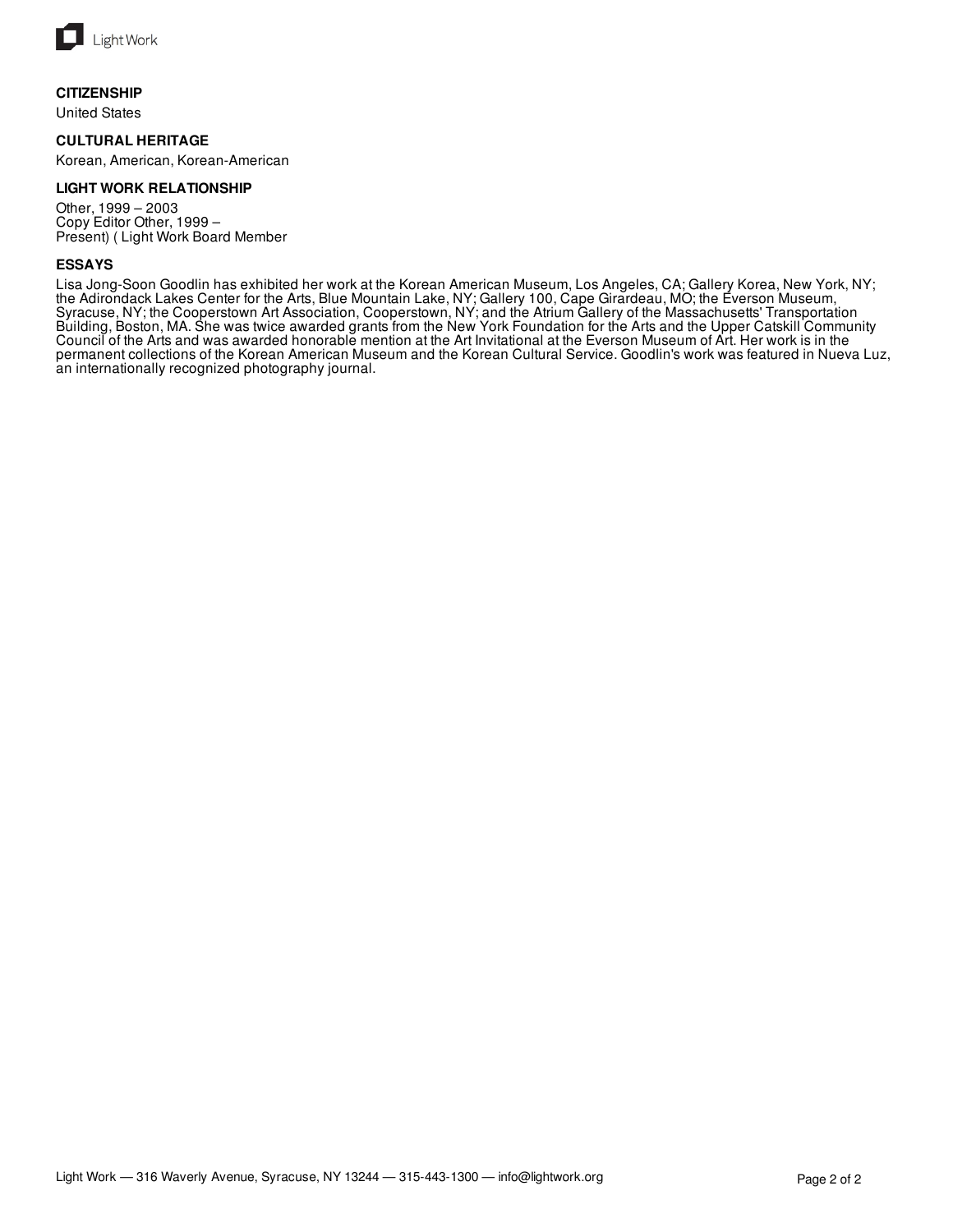**CITIZENSHIP**

United States

**CULTURAL HERITAGE**

Korean, American, Korean-American

**LIGHT WORK RELATIONSHIP**

Other, 1999 – 2003
Copy Editor Other, 1999 –
Present) ( Light Work Board Member

**ESSAYS**

Lisa Jong-Soon Goodlin has exhibited her work at the Korean American Museum, Los Angeles, CA; Gallery Korea, New York, NY; the Adirondack Lakes Center for the Arts, Blue Mountain Lake, NY; Gallery 100, Cape Girardeau, MO; the Everson Museum, Syracuse, NY; the Cooperstown Art Association, Cooperstown, NY; and the Atrium Gallery of the Massachusetts' Transportation Building, Boston, MA. She was twice awarded grants from the New York Foundation for the Arts and the Upper Catskill Community Council of the Arts and was awarded honorable mention at the Art Invitational at the Everson Museum of Art. Her work is in the permanent collections of the Korean American Museum and the Korean Cultural Service. Goodlin's work was featured in Nueva Luz, an internationally recognized photography journal.